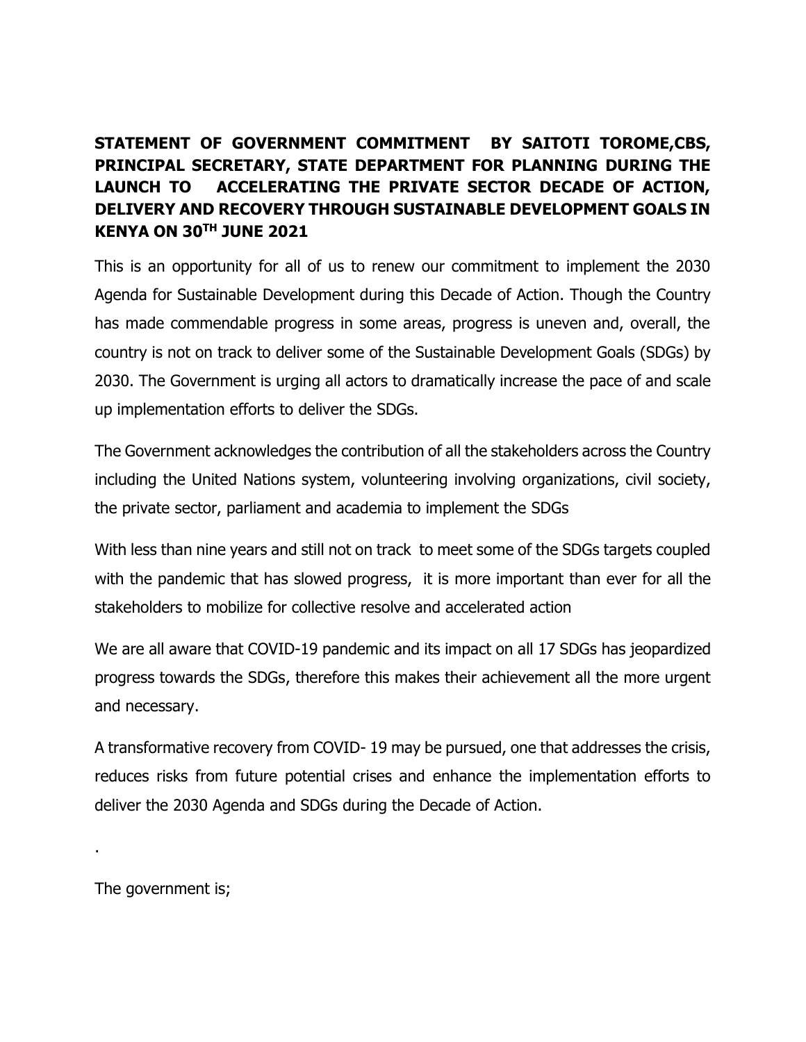**STATEMENT OF GOVERNMENT COMMITMENT BY SAITOTI TOROME,CBS, PRINCIPAL SECRETARY, STATE DEPARTMENT FOR PLANNING DURING THE LAUNCH TO ACCELERATING THE PRIVATE SECTOR DECADE OF ACTION, DELIVERY AND RECOVERY THROUGH SUSTAINABLE DEVELOPMENT GOALS IN KENYA ON 30TH JUNE 2021**

This is an opportunity for all of us to renew our commitment to implement the 2030 Agenda for Sustainable Development during this Decade of Action. Though the Country has made commendable progress in some areas, progress is uneven and, overall, the country is not on track to deliver some of the Sustainable Development Goals (SDGs) by 2030. The Government is urging all actors to dramatically increase the pace of and scale up implementation efforts to deliver the SDGs.

The Government acknowledges the contribution of all the stakeholders across the Country including the United Nations system, volunteering involving organizations, civil society, the private sector, parliament and academia to implement the SDGs

With less than nine years and still not on track to meet some of the SDGs targets coupled with the pandemic that has slowed progress, it is more important than ever for all the stakeholders to mobilize for collective resolve and accelerated action

We are all aware that COVID-19 pandemic and its impact on all 17 SDGs has jeopardized progress towards the SDGs, therefore this makes their achievement all the more urgent and necessary.

A transformative recovery from COVID- 19 may be pursued, one that addresses the crisis, reduces risks from future potential crises and enhance the implementation efforts to deliver the 2030 Agenda and SDGs during the Decade of Action.

.

The government is;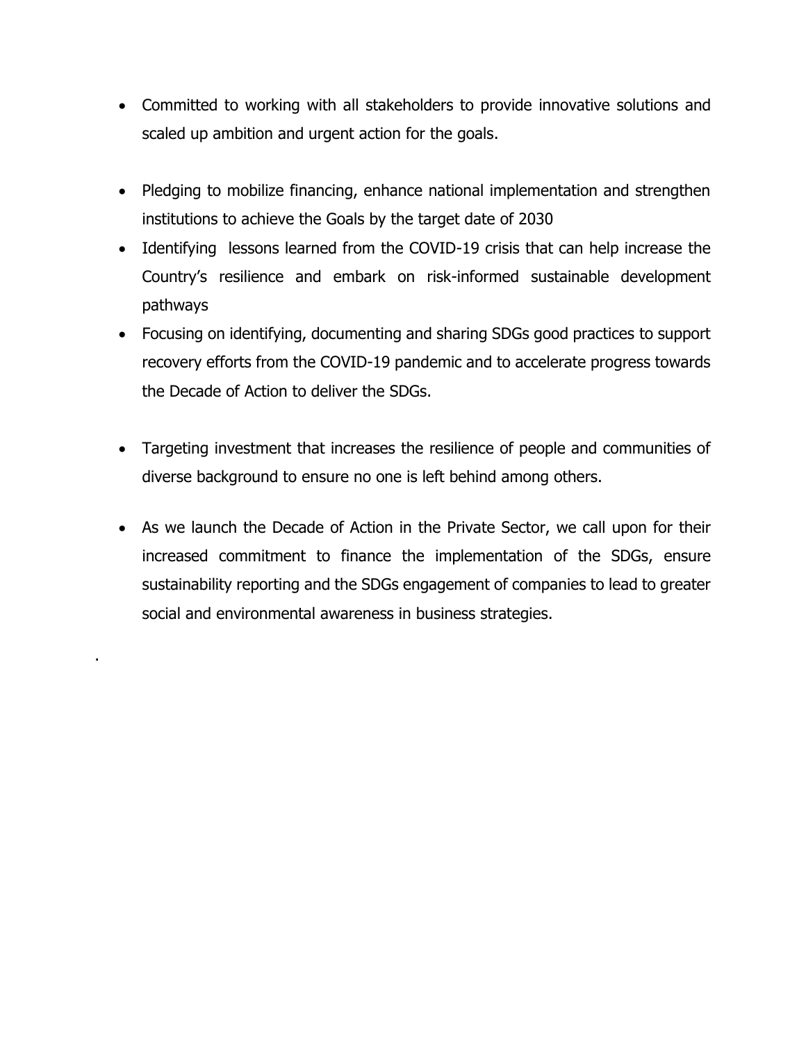- Committed to working with all stakeholders to provide innovative solutions and scaled up ambition and urgent action for the goals.

- Pledging to mobilize financing, enhance national implementation and strengthen institutions to achieve the Goals by the target date of 2030
- Identifying lessons learned from the COVID-19 crisis that can help increase the Country's resilience and embark on risk-informed sustainable development pathways
- Focusing on identifying, documenting and sharing SDGs good practices to support recovery efforts from the COVID-19 pandemic and to accelerate progress towards the Decade of Action to deliver the SDGs.

- Targeting investment that increases the resilience of people and communities of diverse background to ensure no one is left behind among others.

- As we launch the Decade of Action in the Private Sector, we call upon for their increased commitment to finance the implementation of the SDGs, ensure sustainability reporting and the SDGs engagement of companies to lead to greater social and environmental awareness in business strategies.

.